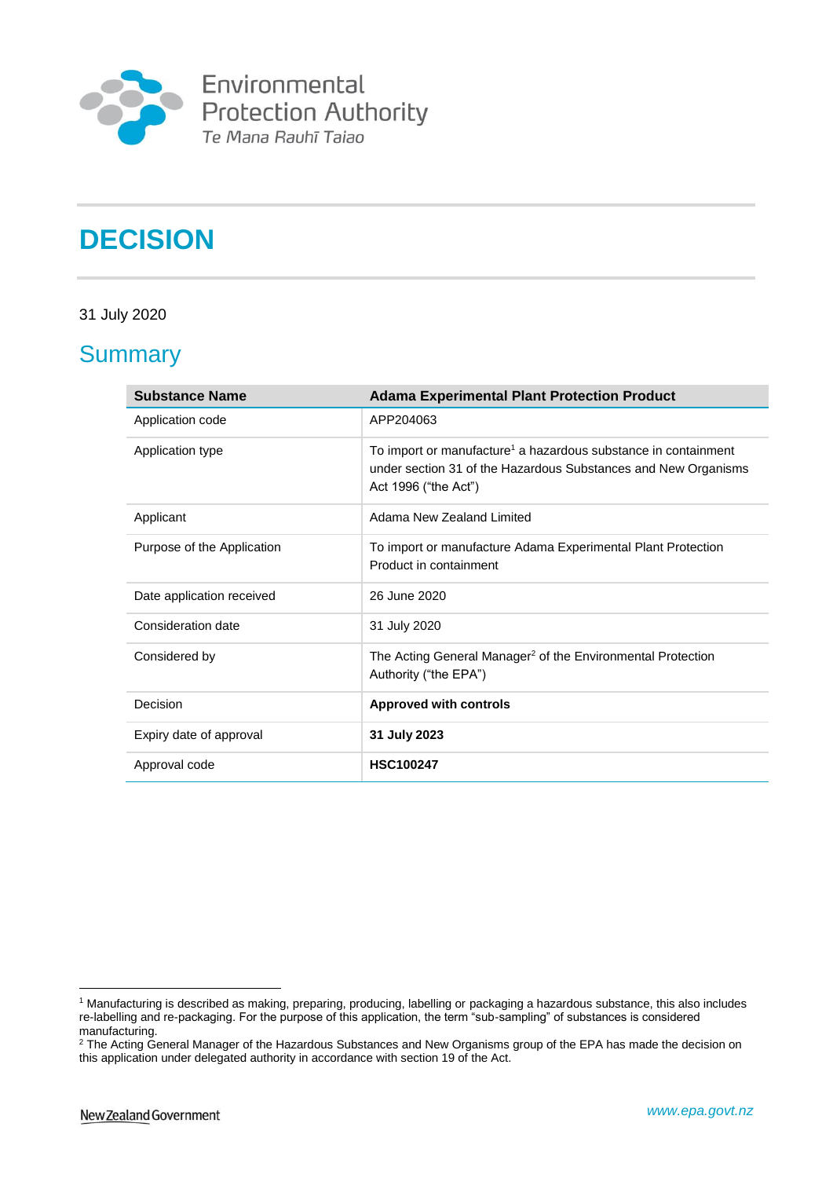Environmental Protection Authority
Te Mana Rauhī Taiao

# DECISION

31 July 2020

## Summary

| Substance Name | Adama Experimental Plant Protection Product |
|---|---|
| Application code | APP204063 |
| Application type | To import or manufacture[1] a hazardous substance in containment under section 31 of the Hazardous Substances and New Organisms Act 1996 ("the Act") |
| Applicant | Adama New Zealand Limited |
| Purpose of the Application | To import or manufacture Adama Experimental Plant Protection Product in containment |
| Date application received | 26 June 2020 |
| Consideration date | 31 July 2020 |
| Considered by | The Acting General Manager[2] of the Environmental Protection Authority ("the EPA") |
| Decision | **Approved with controls** |
| Expiry date of approval | **31 July 2023** |
| Approval code | **HSC100247** |

[1] Manufacturing is described as making, preparing, producing, labelling or packaging a hazardous substance, this also includes re-labelling and re-packaging. For the purpose of this application, the term "sub-sampling" of substances is considered manufacturing.

[2] The Acting General Manager of the Hazardous Substances and New Organisms group of the EPA has made the decision on this application under delegated authority in accordance with section 19 of the Act.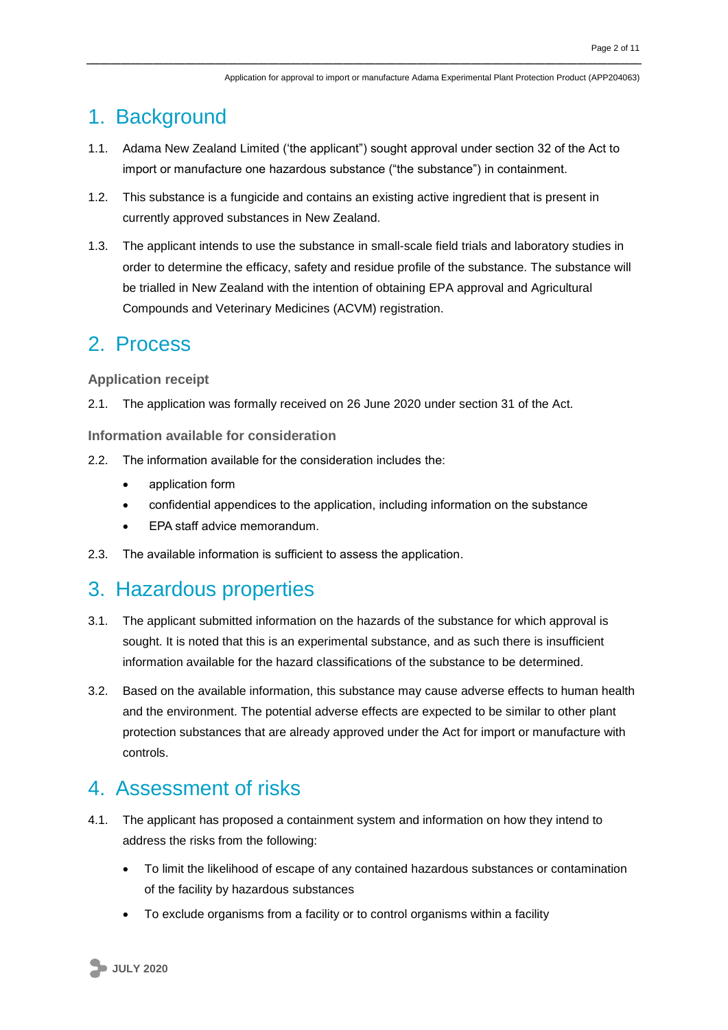# 1. Background

1.1. Adama New Zealand Limited ('the applicant") sought approval under section 32 of the Act to import or manufacture one hazardous substance ("the substance") in containment.

1.2. This substance is a fungicide and contains an existing active ingredient that is present in currently approved substances in New Zealand.

1.3. The applicant intends to use the substance in small-scale field trials and laboratory studies in order to determine the efficacy, safety and residue profile of the substance. The substance will be trialled in New Zealand with the intention of obtaining EPA approval and Agricultural Compounds and Veterinary Medicines (ACVM) registration.

# 2. Process

### Application receipt

2.1. The application was formally received on 26 June 2020 under section 31 of the Act.

### Information available for consideration

2.2. The information available for the consideration includes the:

- application form
- confidential appendices to the application, including information on the substance
- EPA staff advice memorandum.

2.3. The available information is sufficient to assess the application.

# 3. Hazardous properties

3.1. The applicant submitted information on the hazards of the substance for which approval is sought. It is noted that this is an experimental substance, and as such there is insufficient information available for the hazard classifications of the substance to be determined.

3.2. Based on the available information, this substance may cause adverse effects to human health and the environment. The potential adverse effects are expected to be similar to other plant protection substances that are already approved under the Act for import or manufacture with controls.

# 4. Assessment of risks

4.1. The applicant has proposed a containment system and information on how they intend to address the risks from the following:

- To limit the likelihood of escape of any contained hazardous substances or contamination of the facility by hazardous substances
- To exclude organisms from a facility or to control organisms within a facility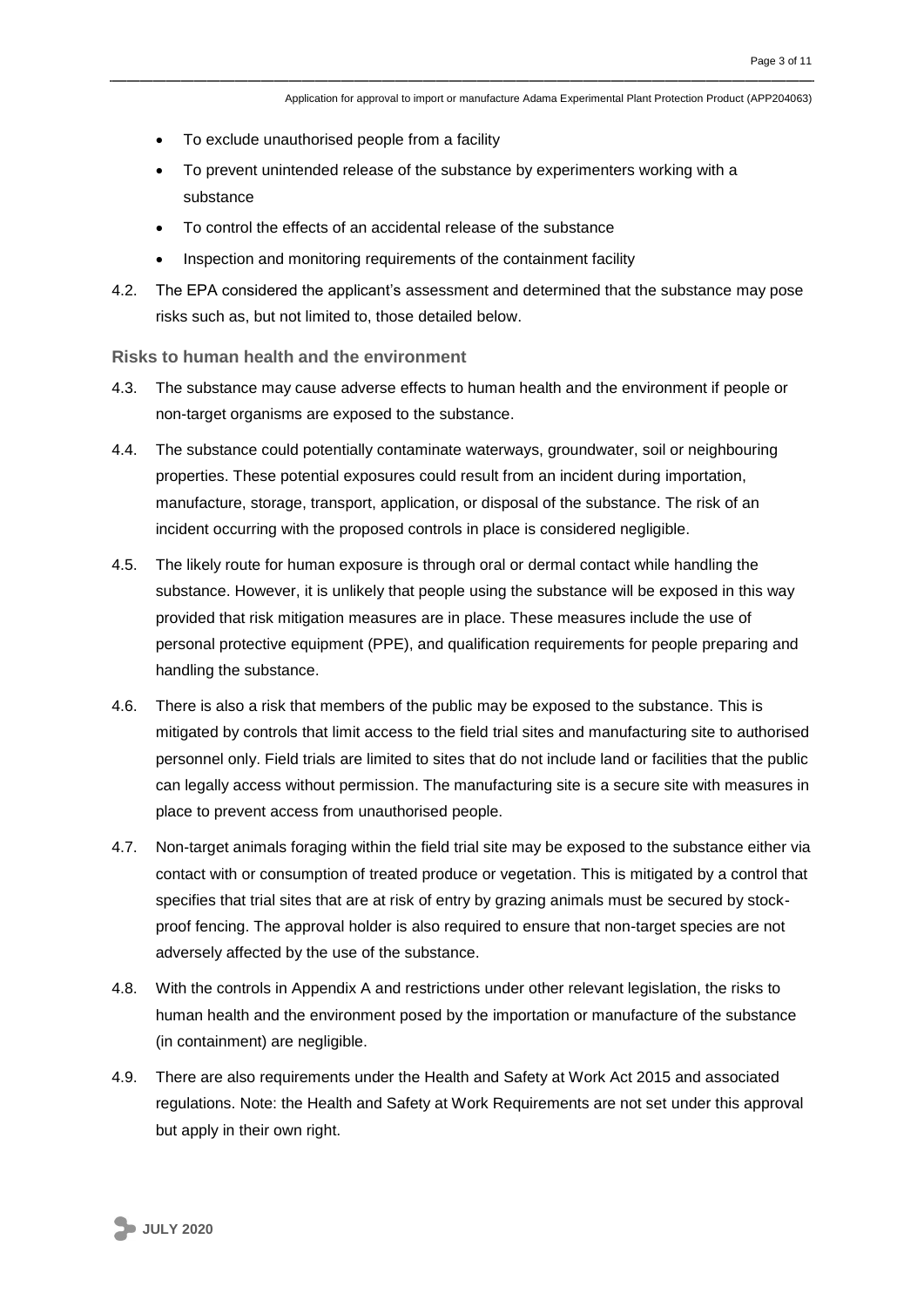- To exclude unauthorised people from a facility
- To prevent unintended release of the substance by experimenters working with a substance
- To control the effects of an accidental release of the substance
- Inspection and monitoring requirements of the containment facility

4.2. The EPA considered the applicant's assessment and determined that the substance may pose risks such as, but not limited to, those detailed below.

### Risks to human health and the environment

4.3. The substance may cause adverse effects to human health and the environment if people or non-target organisms are exposed to the substance.

4.4. The substance could potentially contaminate waterways, groundwater, soil or neighbouring properties. These potential exposures could result from an incident during importation, manufacture, storage, transport, application, or disposal of the substance. The risk of an incident occurring with the proposed controls in place is considered negligible.

4.5. The likely route for human exposure is through oral or dermal contact while handling the substance. However, it is unlikely that people using the substance will be exposed in this way provided that risk mitigation measures are in place. These measures include the use of personal protective equipment (PPE), and qualification requirements for people preparing and handling the substance.

4.6. There is also a risk that members of the public may be exposed to the substance. This is mitigated by controls that limit access to the field trial sites and manufacturing site to authorised personnel only. Field trials are limited to sites that do not include land or facilities that the public can legally access without permission. The manufacturing site is a secure site with measures in place to prevent access from unauthorised people.

4.7. Non-target animals foraging within the field trial site may be exposed to the substance either via contact with or consumption of treated produce or vegetation. This is mitigated by a control that specifies that trial sites that are at risk of entry by grazing animals must be secured by stock-proof fencing. The approval holder is also required to ensure that non-target species are not adversely affected by the use of the substance.

4.8. With the controls in Appendix A and restrictions under other relevant legislation, the risks to human health and the environment posed by the importation or manufacture of the substance (in containment) are negligible.

4.9. There are also requirements under the Health and Safety at Work Act 2015 and associated regulations. Note: the Health and Safety at Work Requirements are not set under this approval but apply in their own right.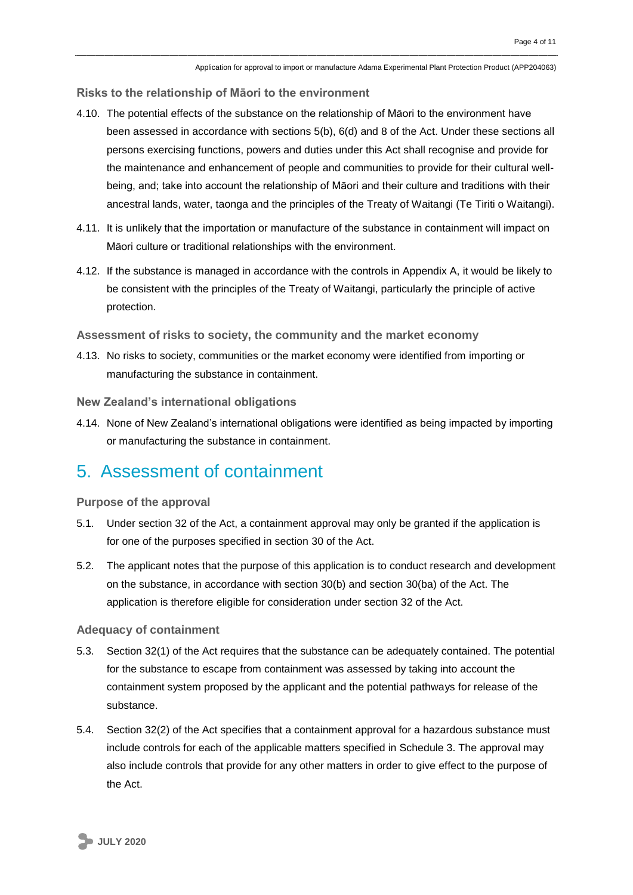### Risks to the relationship of Māori to the environment

4.10. The potential effects of the substance on the relationship of Māori to the environment have been assessed in accordance with sections 5(b), 6(d) and 8 of the Act. Under these sections all persons exercising functions, powers and duties under this Act shall recognise and provide for the maintenance and enhancement of people and communities to provide for their cultural well-being, and; take into account the relationship of Māori and their culture and traditions with their ancestral lands, water, taonga and the principles of the Treaty of Waitangi (Te Tiriti o Waitangi).

4.11. It is unlikely that the importation or manufacture of the substance in containment will impact on Māori culture or traditional relationships with the environment.

4.12. If the substance is managed in accordance with the controls in Appendix A, it would be likely to be consistent with the principles of the Treaty of Waitangi, particularly the principle of active protection.

### Assessment of risks to society, the community and the market economy

4.13. No risks to society, communities or the market economy were identified from importing or manufacturing the substance in containment.

### New Zealand's international obligations

4.14. None of New Zealand's international obligations were identified as being impacted by importing or manufacturing the substance in containment.

## 5. Assessment of containment

### Purpose of the approval

5.1. Under section 32 of the Act, a containment approval may only be granted if the application is for one of the purposes specified in section 30 of the Act.

5.2. The applicant notes that the purpose of this application is to conduct research and development on the substance, in accordance with section 30(b) and section 30(ba) of the Act. The application is therefore eligible for consideration under section 32 of the Act.

### Adequacy of containment

5.3. Section 32(1) of the Act requires that the substance can be adequately contained. The potential for the substance to escape from containment was assessed by taking into account the containment system proposed by the applicant and the potential pathways for release of the substance.

5.4. Section 32(2) of the Act specifies that a containment approval for a hazardous substance must include controls for each of the applicable matters specified in Schedule 3. The approval may also include controls that provide for any other matters in order to give effect to the purpose of the Act.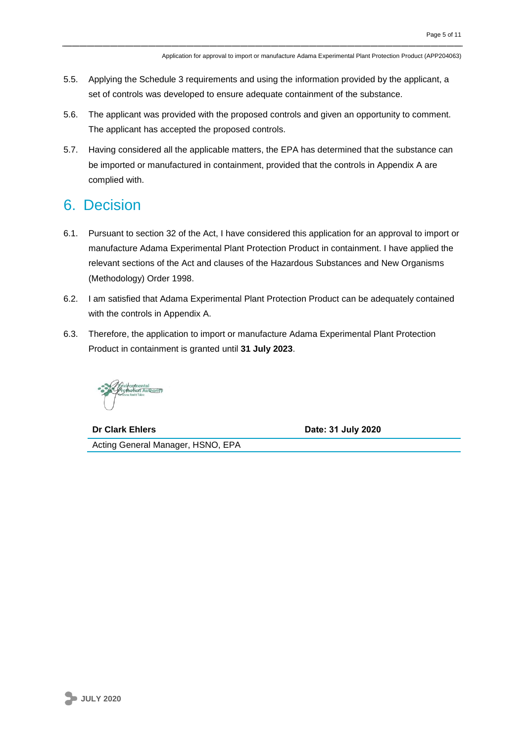5.5. Applying the Schedule 3 requirements and using the information provided by the applicant, a set of controls was developed to ensure adequate containment of the substance.

5.6. The applicant was provided with the proposed controls and given an opportunity to comment. The applicant has accepted the proposed controls.

5.7. Having considered all the applicable matters, the EPA has determined that the substance can be imported or manufactured in containment, provided that the controls in Appendix A are complied with.

# 6. Decision

6.1. Pursuant to section 32 of the Act, I have considered this application for an approval to import or manufacture Adama Experimental Plant Protection Product in containment. I have applied the relevant sections of the Act and clauses of the Hazardous Substances and New Organisms (Methodology) Order 1998.

6.2. I am satisfied that Adama Experimental Plant Protection Product can be adequately contained with the controls in Appendix A.

6.3. Therefore, the application to import or manufacture Adama Experimental Plant Protection Product in containment is granted until **31 July 2023**.

| **Dr Clark Ehlers** | **Date: 31 July 2020** |
| --- | --- |
| Acting General Manager, HSNO, EPA | |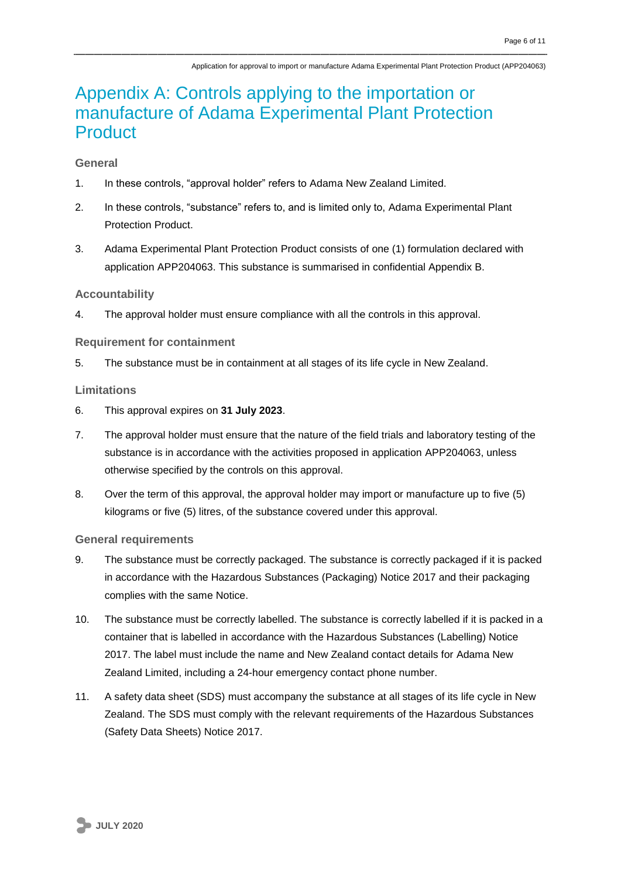# Appendix A: Controls applying to the importation or manufacture of Adama Experimental Plant Protection Product

### General

1. In these controls, “approval holder” refers to Adama New Zealand Limited.
2. In these controls, “substance” refers to, and is limited only to, Adama Experimental Plant Protection Product.
3. Adama Experimental Plant Protection Product consists of one (1) formulation declared with application APP204063. This substance is summarised in confidential Appendix B.

### Accountability

4. The approval holder must ensure compliance with all the controls in this approval.

### Requirement for containment

5. The substance must be in containment at all stages of its life cycle in New Zealand.

### Limitations

6. This approval expires on **31 July 2023**.
7. The approval holder must ensure that the nature of the field trials and laboratory testing of the substance is in accordance with the activities proposed in application APP204063, unless otherwise specified by the controls on this approval.
8. Over the term of this approval, the approval holder may import or manufacture up to five (5) kilograms or five (5) litres, of the substance covered under this approval.

### General requirements

9. The substance must be correctly packaged. The substance is correctly packaged if it is packed in accordance with the Hazardous Substances (Packaging) Notice 2017 and their packaging complies with the same Notice.
10. The substance must be correctly labelled. The substance is correctly labelled if it is packed in a container that is labelled in accordance with the Hazardous Substances (Labelling) Notice 2017. The label must include the name and New Zealand contact details for Adama New Zealand Limited, including a 24-hour emergency contact phone number.
11. A safety data sheet (SDS) must accompany the substance at all stages of its life cycle in New Zealand. The SDS must comply with the relevant requirements of the Hazardous Substances (Safety Data Sheets) Notice 2017.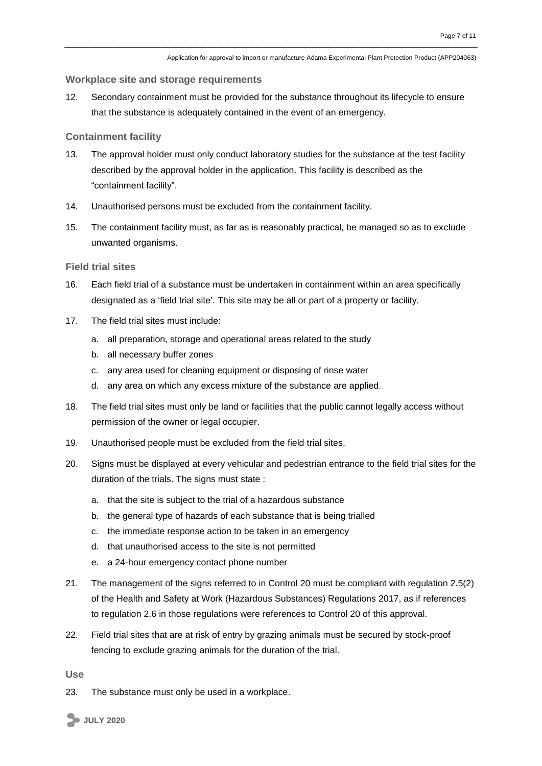### Workplace site and storage requirements

12. Secondary containment must be provided for the substance throughout its lifecycle to ensure that the substance is adequately contained in the event of an emergency.

### Containment facility

13. The approval holder must only conduct laboratory studies for the substance at the test facility described by the approval holder in the application. This facility is described as the "containment facility".

14. Unauthorised persons must be excluded from the containment facility.

15. The containment facility must, as far as is reasonably practical, be managed so as to exclude unwanted organisms.

### Field trial sites

16. Each field trial of a substance must be undertaken in containment within an area specifically designated as a 'field trial site'. This site may be all or part of a property or facility.

17. The field trial sites must include:
    a. all preparation, storage and operational areas related to the study
    b. all necessary buffer zones
    c. any area used for cleaning equipment or disposing of rinse water
    d. any area on which any excess mixture of the substance are applied.

18. The field trial sites must only be land or facilities that the public cannot legally access without permission of the owner or legal occupier.

19. Unauthorised people must be excluded from the field trial sites.

20. Signs must be displayed at every vehicular and pedestrian entrance to the field trial sites for the duration of the trials. The signs must state :
    a. that the site is subject to the trial of a hazardous substance
    b. the general type of hazards of each substance that is being trialled
    c. the immediate response action to be taken in an emergency
    d. that unauthorised access to the site is not permitted
    e. a 24-hour emergency contact phone number

21. The management of the signs referred to in Control 20 must be compliant with regulation 2.5(2) of the Health and Safety at Work (Hazardous Substances) Regulations 2017, as if references to regulation 2.6 in those regulations were references to Control 20 of this approval.

22. Field trial sites that are at risk of entry by grazing animals must be secured by stock-proof fencing to exclude grazing animals for the duration of the trial.

### Use

23. The substance must only be used in a workplace.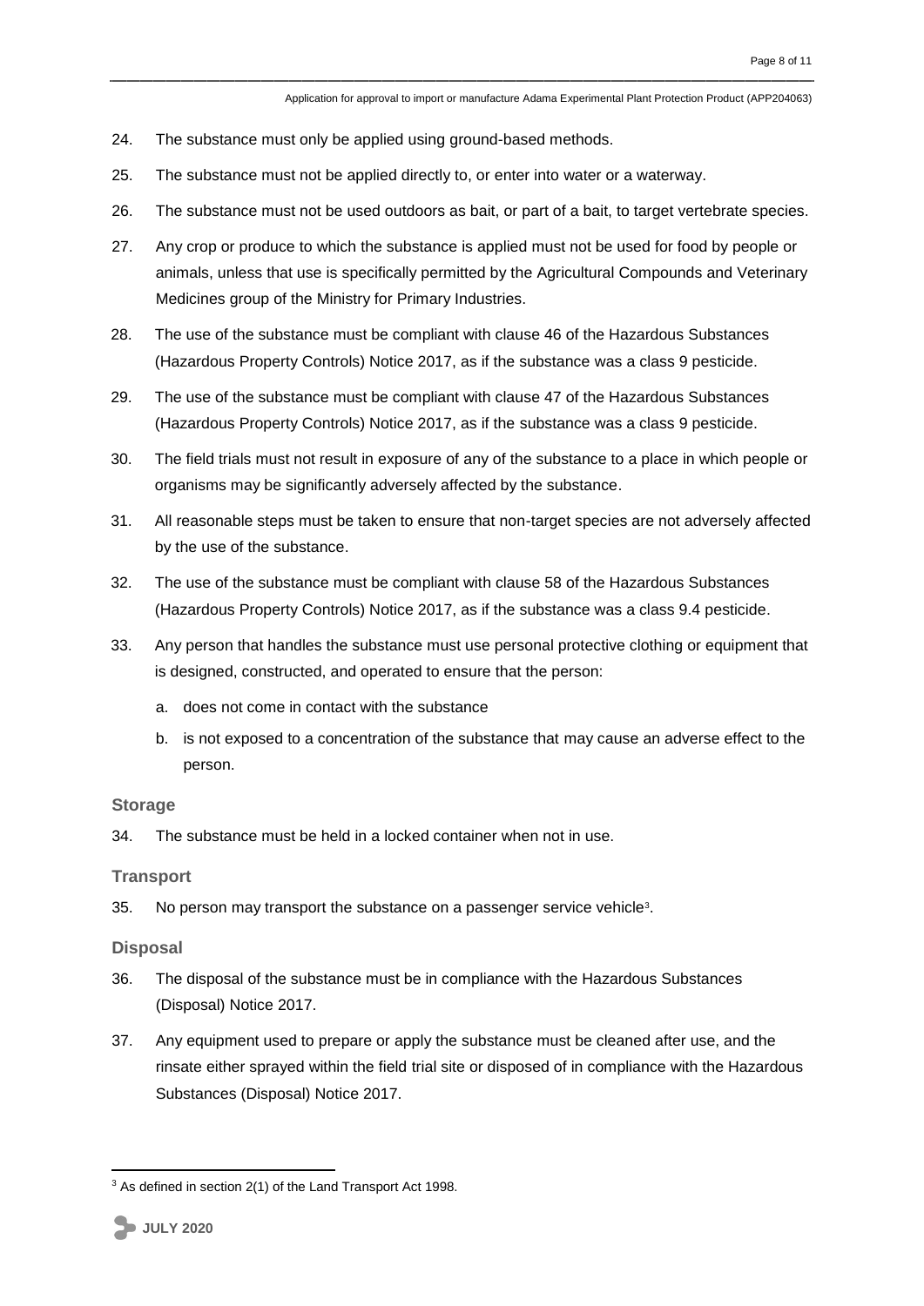24. The substance must only be applied using ground-based methods.

25. The substance must not be applied directly to, or enter into water or a waterway.

26. The substance must not be used outdoors as bait, or part of a bait, to target vertebrate species.

27. Any crop or produce to which the substance is applied must not be used for food by people or animals, unless that use is specifically permitted by the Agricultural Compounds and Veterinary Medicines group of the Ministry for Primary Industries.

28. The use of the substance must be compliant with clause 46 of the Hazardous Substances (Hazardous Property Controls) Notice 2017, as if the substance was a class 9 pesticide.

29. The use of the substance must be compliant with clause 47 of the Hazardous Substances (Hazardous Property Controls) Notice 2017, as if the substance was a class 9 pesticide.

30. The field trials must not result in exposure of any of the substance to a place in which people or organisms may be significantly adversely affected by the substance.

31. All reasonable steps must be taken to ensure that non-target species are not adversely affected by the use of the substance.

32. The use of the substance must be compliant with clause 58 of the Hazardous Substances (Hazardous Property Controls) Notice 2017, as if the substance was a class 9.4 pesticide.

33. Any person that handles the substance must use personal protective clothing or equipment that is designed, constructed, and operated to ensure that the person:

    a. does not come in contact with the substance

    b. is not exposed to a concentration of the substance that may cause an adverse effect to the person.

### Storage

34. The substance must be held in a locked container when not in use.

### Transport

35. No person may transport the substance on a passenger service vehicle[3].

### Disposal

36. The disposal of the substance must be in compliance with the Hazardous Substances (Disposal) Notice 2017.

37. Any equipment used to prepare or apply the substance must be cleaned after use, and the rinsate either sprayed within the field trial site or disposed of in compliance with the Hazardous Substances (Disposal) Notice 2017.

[3] As defined in section 2(1) of the Land Transport Act 1998.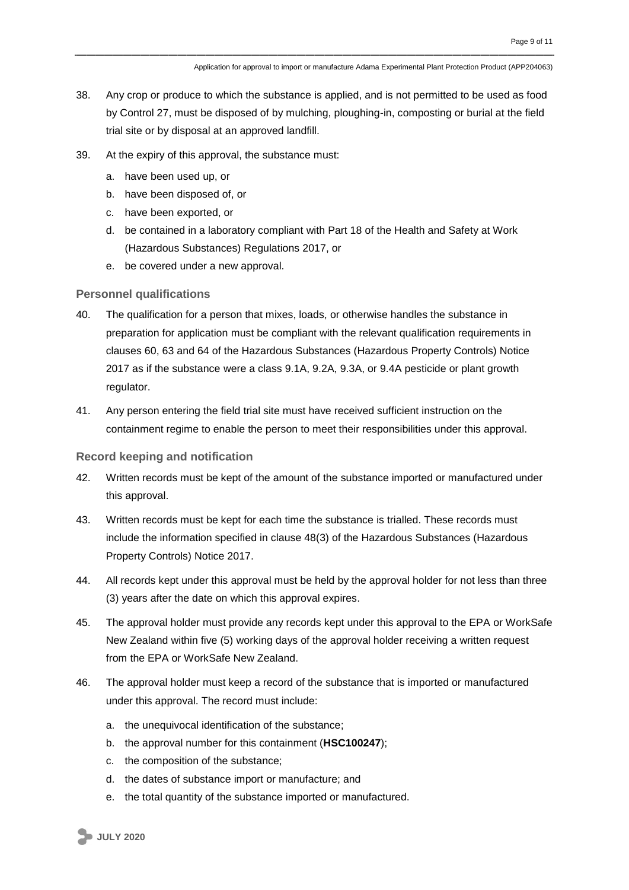38. Any crop or produce to which the substance is applied, and is not permitted to be used as food by Control 27, must be disposed of by mulching, ploughing-in, composting or burial at the field trial site or by disposal at an approved landfill.

39. At the expiry of this approval, the substance must:

    a. have been used up, or
    b. have been disposed of, or
    c. have been exported, or
    d. be contained in a laboratory compliant with Part 18 of the Health and Safety at Work (Hazardous Substances) Regulations 2017, or
    e. be covered under a new approval.

### Personnel qualifications

40. The qualification for a person that mixes, loads, or otherwise handles the substance in preparation for application must be compliant with the relevant qualification requirements in clauses 60, 63 and 64 of the Hazardous Substances (Hazardous Property Controls) Notice 2017 as if the substance were a class 9.1A, 9.2A, 9.3A, or 9.4A pesticide or plant growth regulator.

41. Any person entering the field trial site must have received sufficient instruction on the containment regime to enable the person to meet their responsibilities under this approval.

### Record keeping and notification

42. Written records must be kept of the amount of the substance imported or manufactured under this approval.

43. Written records must be kept for each time the substance is trialled. These records must include the information specified in clause 48(3) of the Hazardous Substances (Hazardous Property Controls) Notice 2017.

44. All records kept under this approval must be held by the approval holder for not less than three (3) years after the date on which this approval expires.

45. The approval holder must provide any records kept under this approval to the EPA or WorkSafe New Zealand within five (5) working days of the approval holder receiving a written request from the EPA or WorkSafe New Zealand.

46. The approval holder must keep a record of the substance that is imported or manufactured under this approval. The record must include:

    a. the unequivocal identification of the substance;
    b. the approval number for this containment (**HSC100247**);
    c. the composition of the substance;
    d. the dates of substance import or manufacture; and
    e. the total quantity of the substance imported or manufactured.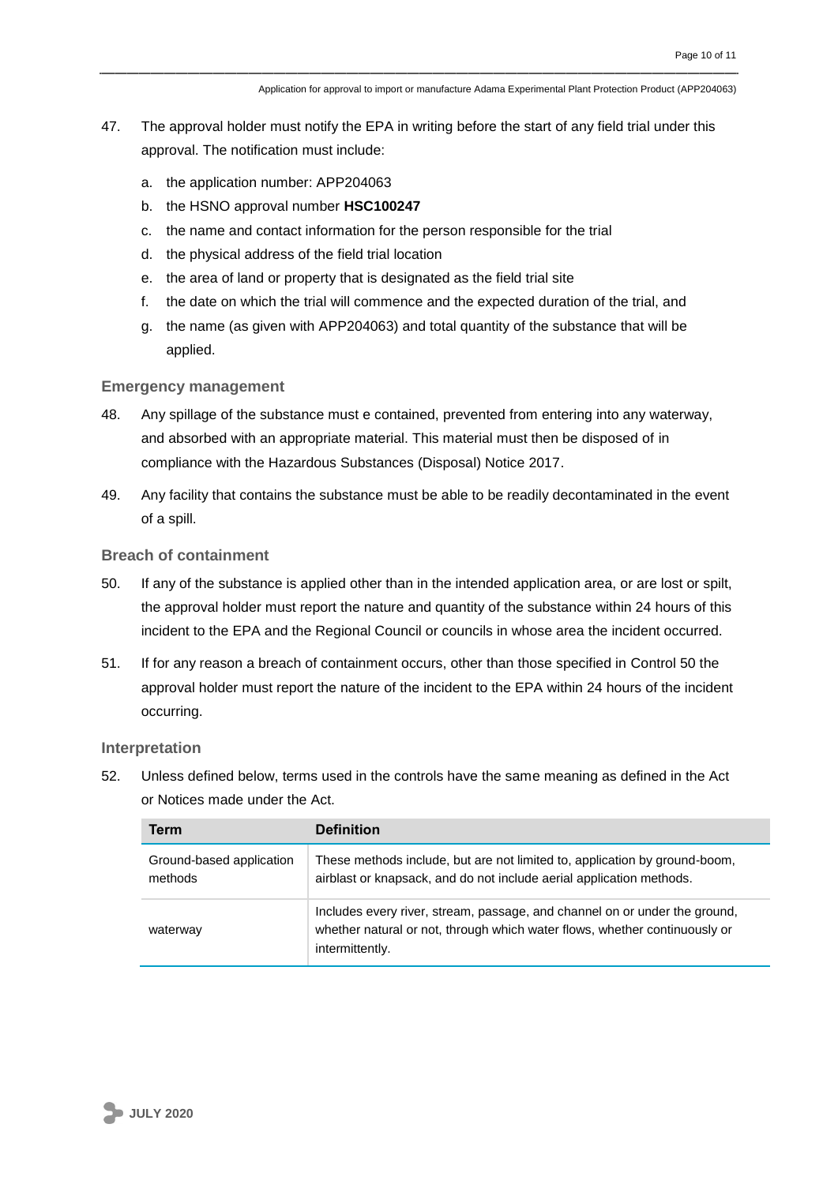47. The approval holder must notify the EPA in writing before the start of any field trial under this approval. The notification must include:

    a. the application number: APP204063

    b. the HSNO approval number **HSC100247**

    c. the name and contact information for the person responsible for the trial

    d. the physical address of the field trial location

    e. the area of land or property that is designated as the field trial site

    f. the date on which the trial will commence and the expected duration of the trial, and

    g. the name (as given with APP204063) and total quantity of the substance that will be applied.

### Emergency management

48. Any spillage of the substance must e contained, prevented from entering into any waterway, and absorbed with an appropriate material. This material must then be disposed of in compliance with the Hazardous Substances (Disposal) Notice 2017.

49. Any facility that contains the substance must be able to be readily decontaminated in the event of a spill.

### Breach of containment

50. If any of the substance is applied other than in the intended application area, or are lost or spilt, the approval holder must report the nature and quantity of the substance within 24 hours of this incident to the EPA and the Regional Council or councils in whose area the incident occurred.

51. If for any reason a breach of containment occurs, other than those specified in Control 50 the approval holder must report the nature of the incident to the EPA within 24 hours of the incident occurring.

### Interpretation

52. Unless defined below, terms used in the controls have the same meaning as defined in the Act or Notices made under the Act.

| Term | Definition |
|---|---|
| Ground-based application methods | These methods include, but are not limited to, application by ground-boom, airblast or knapsack, and do not include aerial application methods. |
| waterway | Includes every river, stream, passage, and channel on or under the ground, whether natural or not, through which water flows, whether continuously or intermittently. |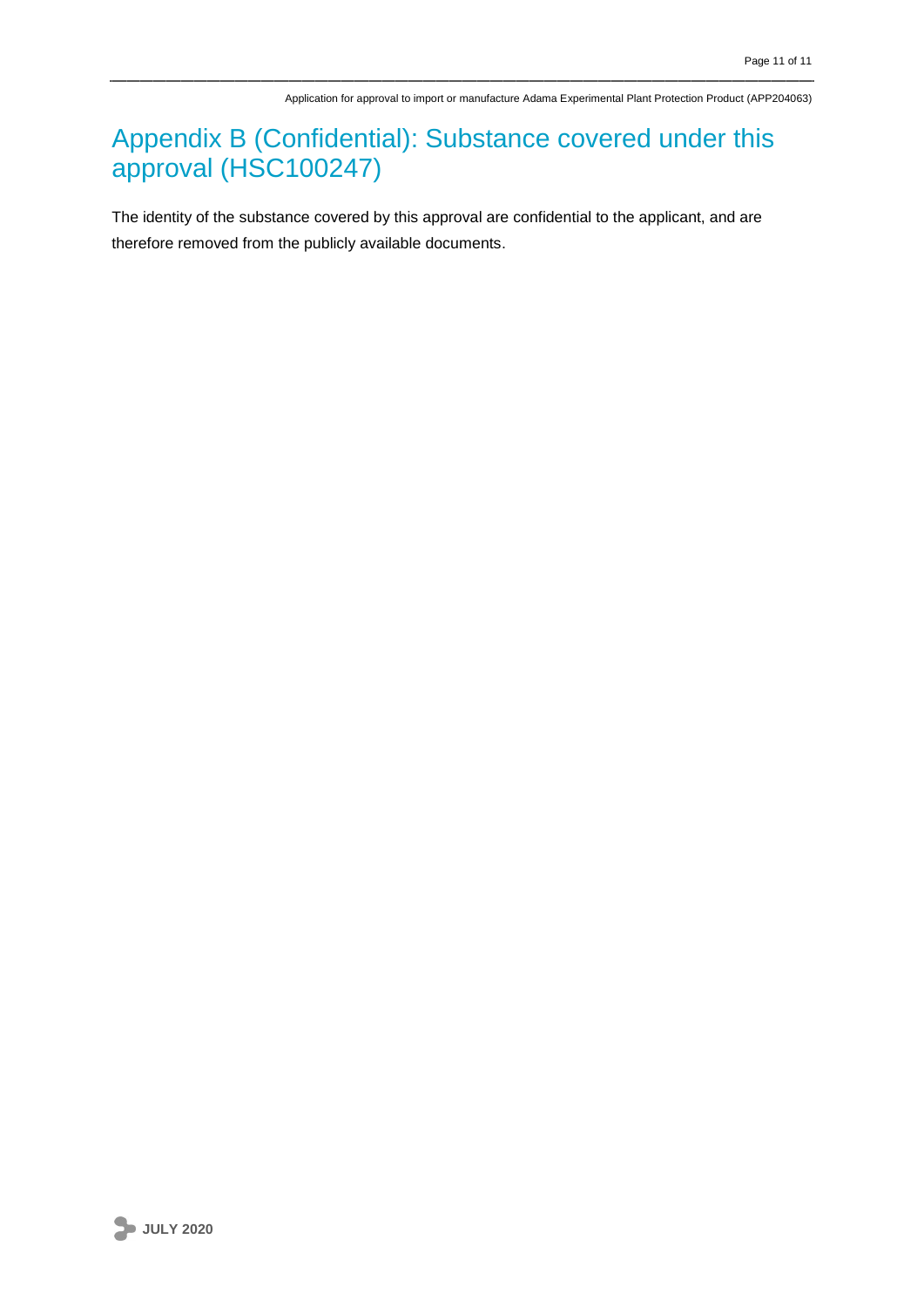# Appendix B (Confidential): Substance covered under this approval (HSC100247)

The identity of the substance covered by this approval are confidential to the applicant, and are therefore removed from the publicly available documents.